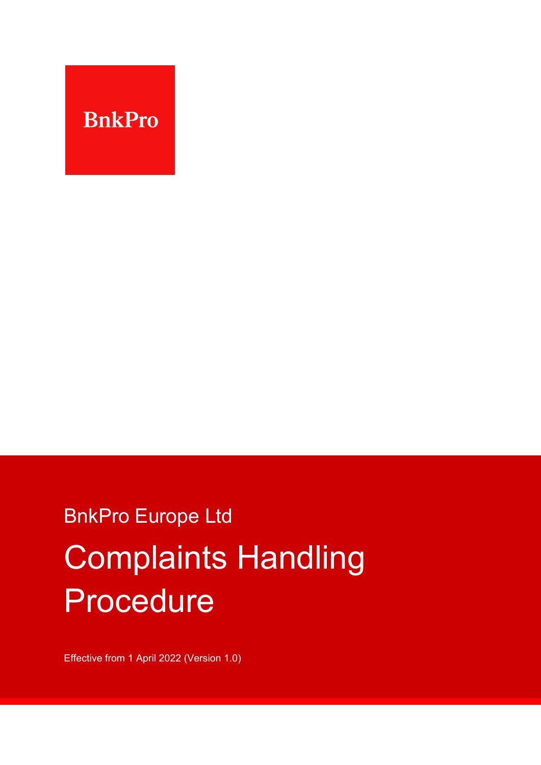BnkPro

BnkPro Europe Ltd

# Complaints Handling Procedure

Effective from 1 April 2022 (Version 1.0)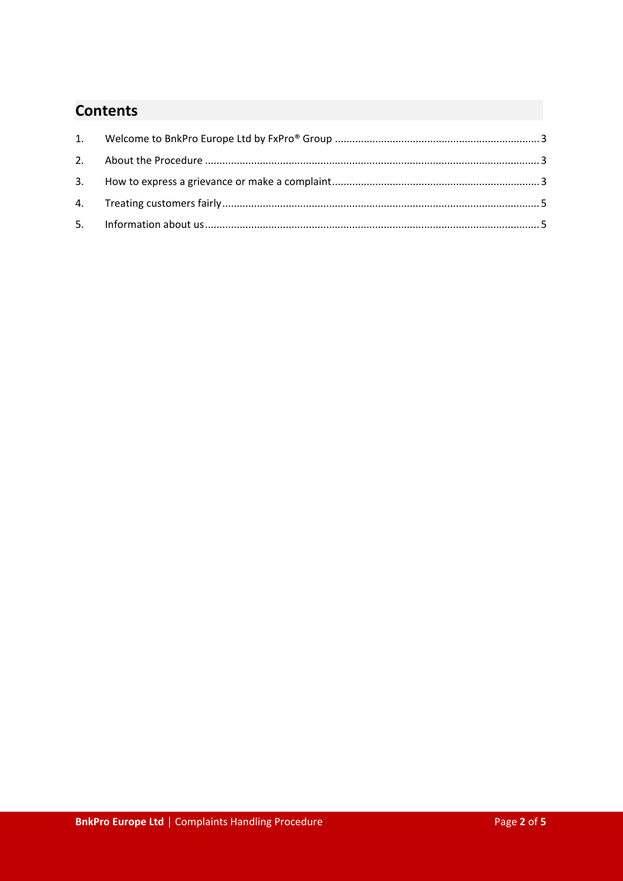## Contents

1. Welcome to BnkPro Europe Ltd by FxPro® Group ........ 3
2. About the Procedure ........ 3
3. How to express a grievance or make a complaint ........ 3
4. Treating customers fairly ........ 5
5. Information about us ........ 5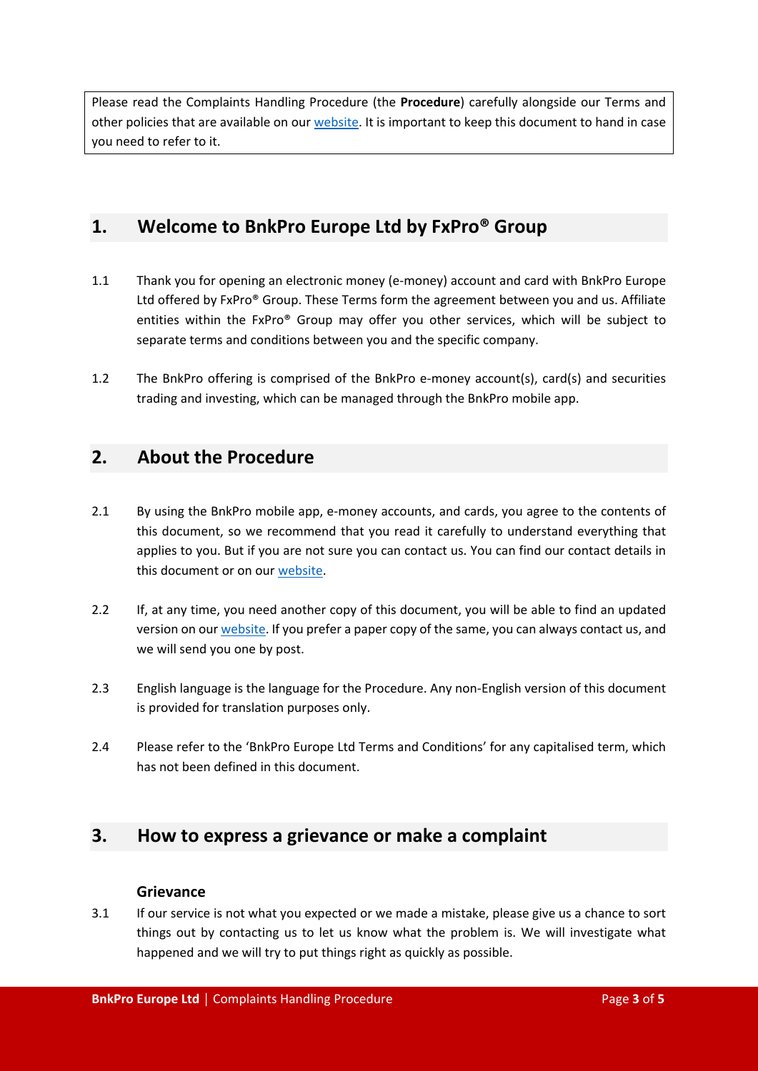Please read the Complaints Handling Procedure (the **Procedure**) carefully alongside our Terms and other policies that are available on our website. It is important to keep this document to hand in case you need to refer to it.

## 1. Welcome to BnkPro Europe Ltd by FxPro® Group

1.1 Thank you for opening an electronic money (e-money) account and card with BnkPro Europe Ltd offered by FxPro® Group. These Terms form the agreement between you and us. Affiliate entities within the FxPro® Group may offer you other services, which will be subject to separate terms and conditions between you and the specific company.

1.2 The BnkPro offering is comprised of the BnkPro e-money account(s), card(s) and securities trading and investing, which can be managed through the BnkPro mobile app.

## 2. About the Procedure

2.1 By using the BnkPro mobile app, e-money accounts, and cards, you agree to the contents of this document, so we recommend that you read it carefully to understand everything that applies to you. But if you are not sure you can contact us. You can find our contact details in this document or on our website.

2.2 If, at any time, you need another copy of this document, you will be able to find an updated version on our website. If you prefer a paper copy of the same, you can always contact us, and we will send you one by post.

2.3 English language is the language for the Procedure. Any non-English version of this document is provided for translation purposes only.

2.4 Please refer to the 'BnkPro Europe Ltd Terms and Conditions' for any capitalised term, which has not been defined in this document.

## 3. How to express a grievance or make a complaint

### Grievance

3.1 If our service is not what you expected or we made a mistake, please give us a chance to sort things out by contacting us to let us know what the problem is. We will investigate what happened and we will try to put things right as quickly as possible.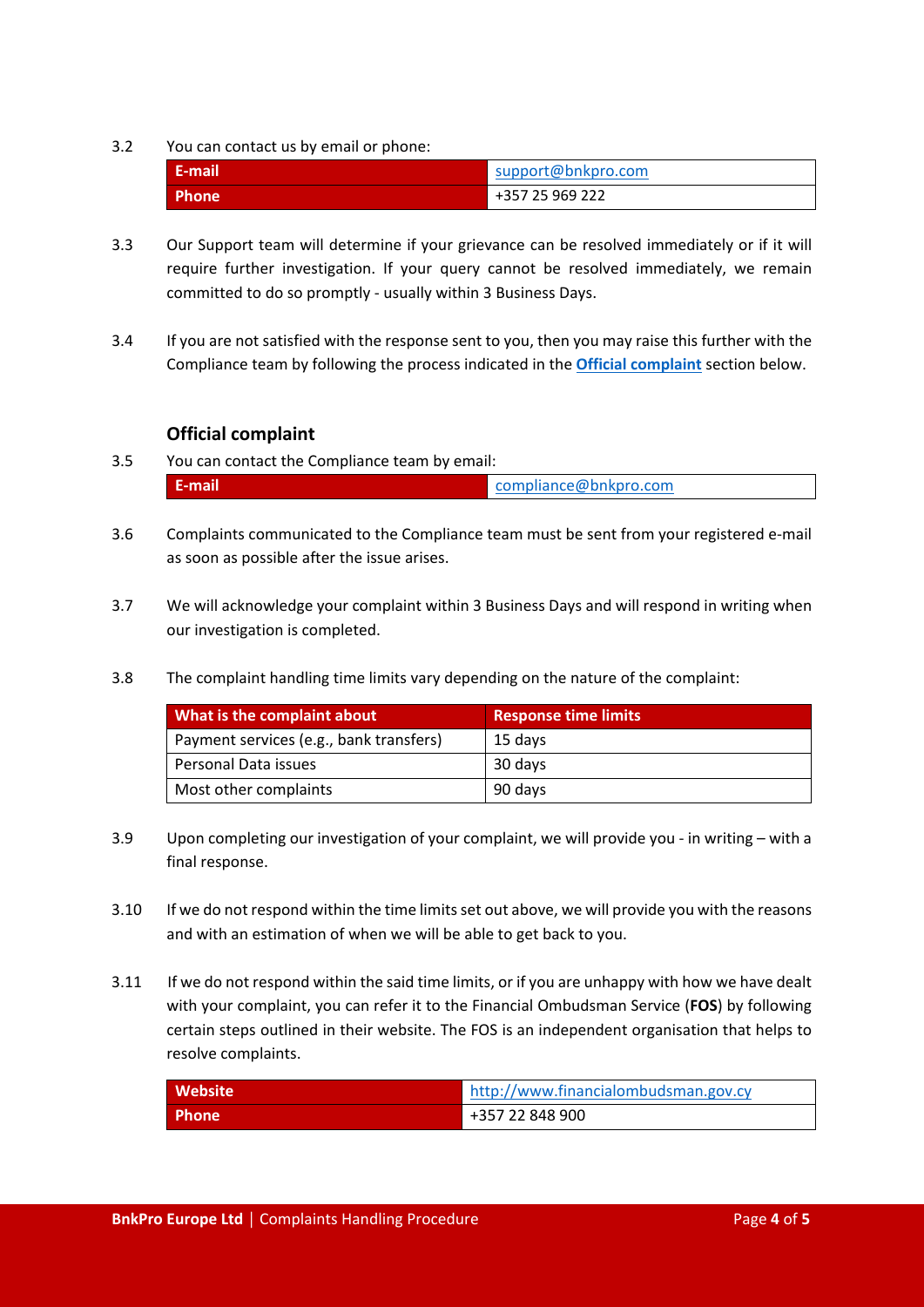3.2 You can contact us by email or phone:

| E-mail | support@bnkpro.com |
|---|---|
| Phone | +357 25 969 222 |

3.3 Our Support team will determine if your grievance can be resolved immediately or if it will require further investigation. If your query cannot be resolved immediately, we remain committed to do so promptly - usually within 3 Business Days.

3.4 If you are not satisfied with the response sent to you, then you may raise this further with the Compliance team by following the process indicated in the **Official complaint** section below.

### Official complaint

3.5 You can contact the Compliance team by email:

| E-mail | compliance@bnkpro.com |
|---|---|

3.6 Complaints communicated to the Compliance team must be sent from your registered e-mail as soon as possible after the issue arises.

3.7 We will acknowledge your complaint within 3 Business Days and will respond in writing when our investigation is completed.

3.8 The complaint handling time limits vary depending on the nature of the complaint:

| What is the complaint about | Response time limits |
|---|---|
| Payment services (e.g., bank transfers) | 15 days |
| Personal Data issues | 30 days |
| Most other complaints | 90 days |

3.9 Upon completing our investigation of your complaint, we will provide you - in writing – with a final response.

3.10 If we do not respond within the time limits set out above, we will provide you with the reasons and with an estimation of when we will be able to get back to you.

3.11 If we do not respond within the said time limits, or if you are unhappy with how we have dealt with your complaint, you can refer it to the Financial Ombudsman Service (**FOS**) by following certain steps outlined in their website. The FOS is an independent organisation that helps to resolve complaints.

| Website | http://www.financialombudsman.gov.cy |
|---|---|
| Phone | +357 22 848 900 |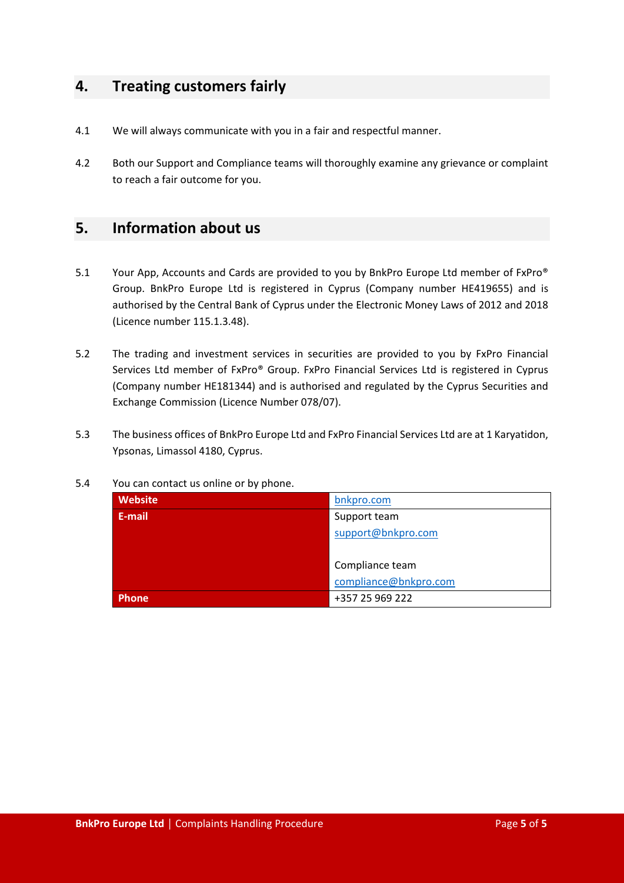## 4. Treating customers fairly

4.1 We will always communicate with you in a fair and respectful manner.

4.2 Both our Support and Compliance teams will thoroughly examine any grievance or complaint to reach a fair outcome for you.

## 5. Information about us

5.1 Your App, Accounts and Cards are provided to you by BnkPro Europe Ltd member of FxPro® Group. BnkPro Europe Ltd is registered in Cyprus (Company number HE419655) and is authorised by the Central Bank of Cyprus under the Electronic Money Laws of 2012 and 2018 (Licence number 115.1.3.48).

5.2 The trading and investment services in securities are provided to you by FxPro Financial Services Ltd member of FxPro® Group. FxPro Financial Services Ltd is registered in Cyprus (Company number HE181344) and is authorised and regulated by the Cyprus Securities and Exchange Commission (Licence Number 078/07).

5.3 The business offices of BnkPro Europe Ltd and FxPro Financial Services Ltd are at 1 Karyatidon, Ypsonas, Limassol 4180, Cyprus.

5.4 You can contact us online or by phone.

| | |
|---|---|
| **Website** | bnkpro.com |
| **E-mail** | Support team<br>support@bnkpro.com<br><br>Compliance team<br>compliance@bnkpro.com |
| **Phone** | +357 25 969 222 |